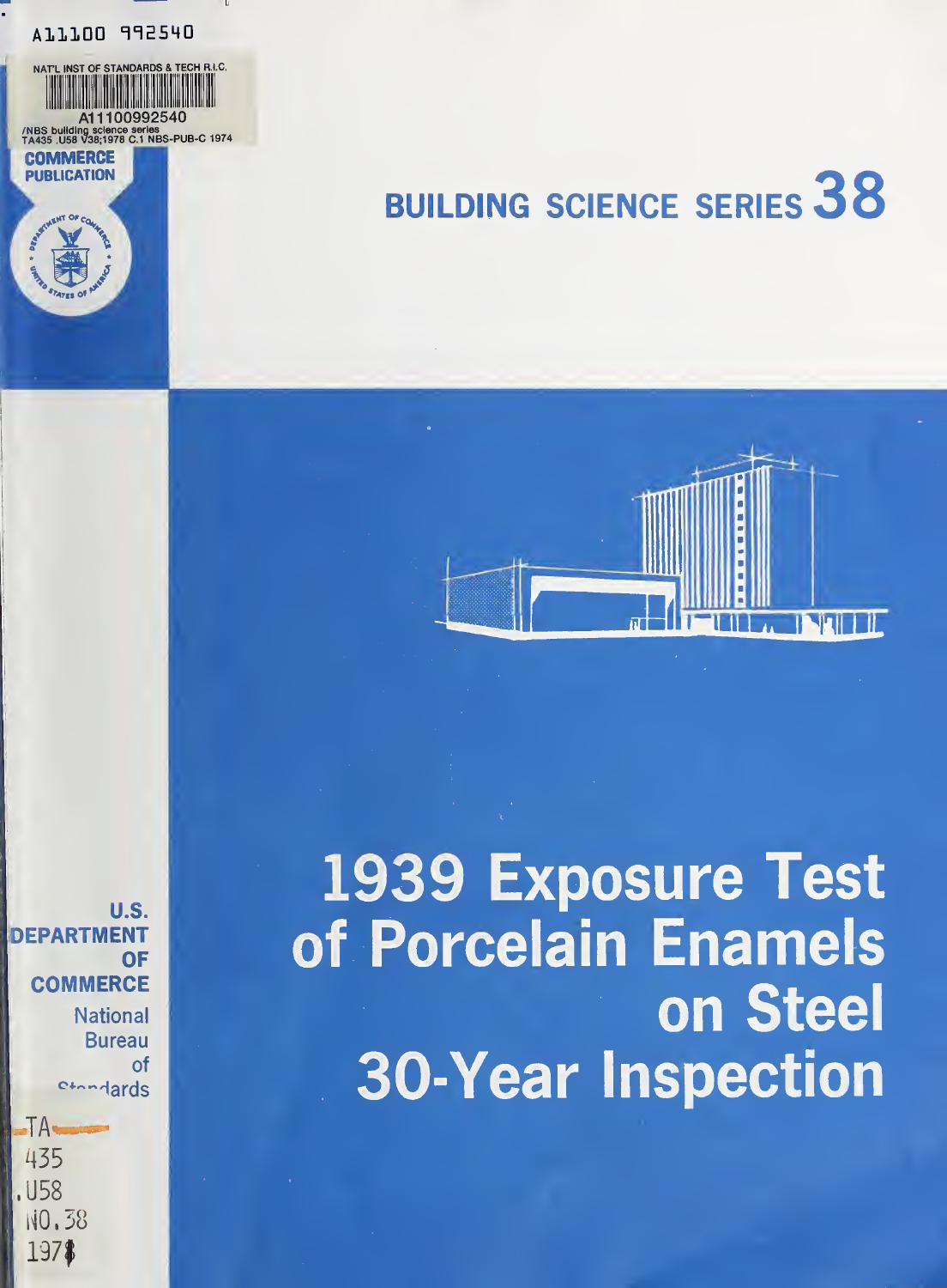A11100 992540

NAT'L INST OF STANDARDS & TECH R.I.C.

A11100992540

/NBS building science series
TA435 .U58 V38;1978 C.1 NBS-PUB-C 1974

COMMERCE
PUBLICATION

# BUILDING SCIENCE SERIES 38

# 1939 Exposure Test of Porcelain Enamels on Steel 30-Year Inspection

U.S.
DEPARTMENT
OF
COMMERCE

National
Bureau
of
Standards

TA
435
.U58
NO.38
1978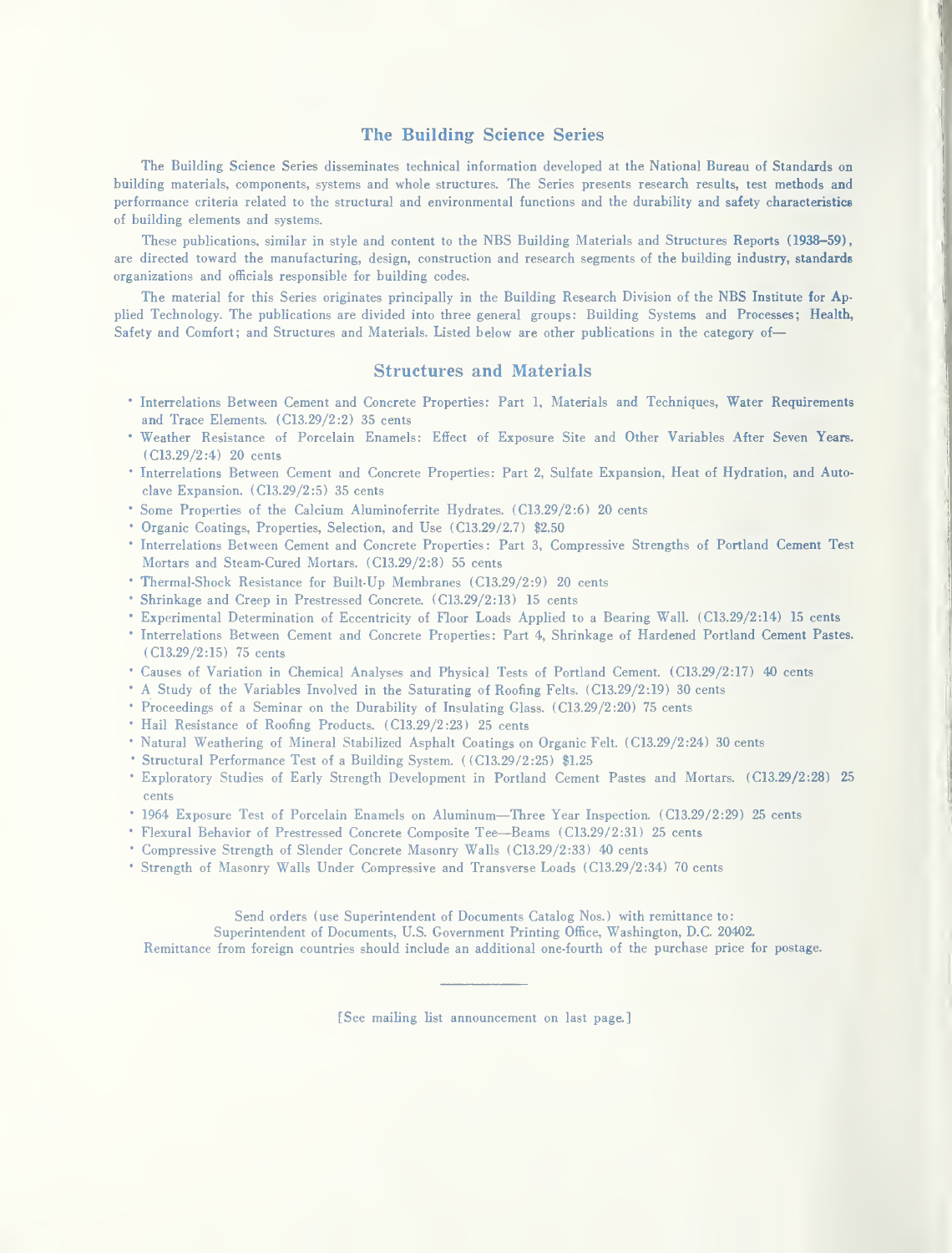## The Building Science Series

The Building Science Series disseminates technical information developed at the National Bureau of Standards on building materials, components, systems and whole structures. The Series presents research results, test methods and performance criteria related to the structural and environmental functions and the durability and safety characteristics of building elements and systems.

These publications, similar in style and content to the NBS Building Materials and Structures Reports (1938–59), are directed toward the manufacturing, design, construction and research segments of the building industry, standards organizations and officials responsible for building codes.

The material for this Series originates principally in the Building Research Division of the NBS Institute for Applied Technology. The publications are divided into three general groups: Building Systems and Processes; Health, Safety and Comfort; and Structures and Materials. Listed below are other publications in the category of—

## Structures and Materials

- Interrelations Between Cement and Concrete Properties: Part 1, Materials and Techniques, Water Requirements and Trace Elements. (C13.29/2:2) 35 cents
- Weather Resistance of Porcelain Enamels: Effect of Exposure Site and Other Variables After Seven Years. (C13.29/2:4) 20 cents
- Interrelations Between Cement and Concrete Properties: Part 2, Sulfate Expansion, Heat of Hydration, and Autoclave Expansion. (C13.29/2:5) 35 cents
- Some Properties of the Calcium Aluminoferrite Hydrates. (C13.29/2:6) 20 cents
- Organic Coatings, Properties, Selection, and Use (C13.29/2.7) $2.50
- Interrelations Between Cement and Concrete Properties: Part 3, Compressive Strengths of Portland Cement Test Mortars and Steam-Cured Mortars. (C13.29/2:8) 55 cents
- Thermal-Shock Resistance for Built-Up Membranes (C13.29/2:9) 20 cents
- Shrinkage and Creep in Prestressed Concrete. (C13.29/2:13) 15 cents
- Experimental Determination of Eccentricity of Floor Loads Applied to a Bearing Wall. (C13.29/2:14) 15 cents
- Interrelations Between Cement and Concrete Properties: Part 4, Shrinkage of Hardened Portland Cement Pastes. (C13.29/2:15) 75 cents
- Causes of Variation in Chemical Analyses and Physical Tests of Portland Cement. (C13.29/2:17) 40 cents
- A Study of the Variables Involved in the Saturating of Roofing Felts. (C13.29/2:19) 30 cents
- Proceedings of a Seminar on the Durability of Insulating Glass. (C13.29/2:20) 75 cents
- Hail Resistance of Roofing Products. (C13.29/2:23) 25 cents
- Natural Weathering of Mineral Stabilized Asphalt Coatings on Organic Felt. (C13.29/2:24) 30 cents
- Structural Performance Test of a Building System. ((C13.29/2:25) $1.25
- Exploratory Studies of Early Strength Development in Portland Cement Pastes and Mortars. (C13.29/2:28) 25 cents
- 1964 Exposure Test of Porcelain Enamels on Aluminum—Three Year Inspection. (C13.29/2:29) 25 cents
- Flexural Behavior of Prestressed Concrete Composite Tee—Beams (C13.29/2:31) 25 cents
- Compressive Strength of Slender Concrete Masonry Walls (C13.29/2:33) 40 cents
- Strength of Masonry Walls Under Compressive and Transverse Loads (C13.29/2:34) 70 cents

Send orders (use Superintendent of Documents Catalog Nos.) with remittance to:
Superintendent of Documents, U.S. Government Printing Office, Washington, D.C. 20402.
Remittance from foreign countries should include an additional one-fourth of the purchase price for postage.

[See mailing list announcement on last page.]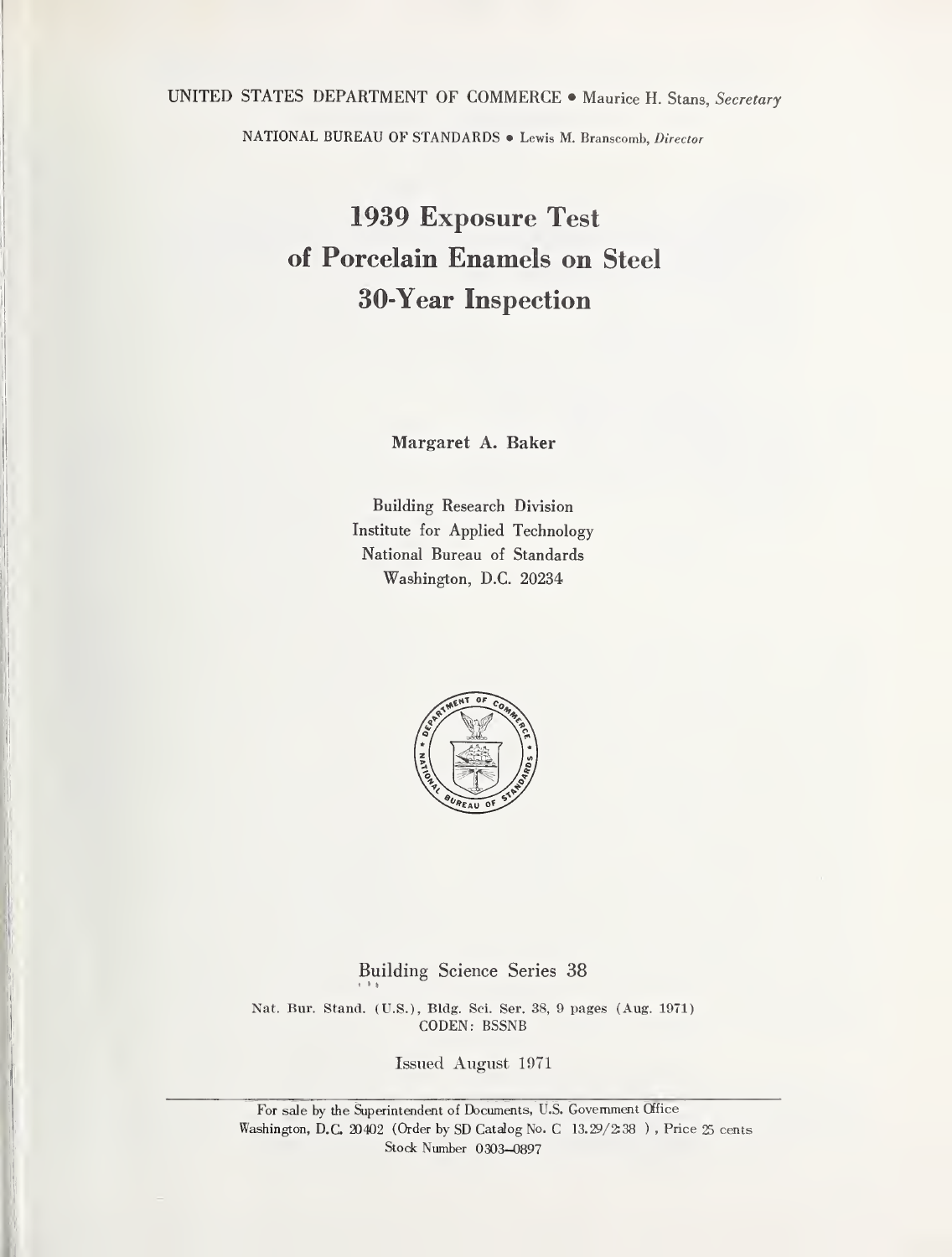UNITED STATES DEPARTMENT OF COMMERCE • Maurice H. Stans, *Secretary*

NATIONAL BUREAU OF STANDARDS • Lewis M. Branscomb, *Director*

# 1939 Exposure Test of Porcelain Enamels on Steel 30-Year Inspection

**Margaret A. Baker**

Building Research Division
Institute for Applied Technology
National Bureau of Standards
Washington, D.C. 20234

Building Science Series 38

Nat. Bur. Stand. (U.S.), Bldg. Sci. Ser. 38, 9 pages (Aug. 1971)
CODEN: BSSNB

Issued August 1971

For sale by the Superintendent of Documents, U.S. Government Office
Washington, D.C. 20402 (Order by SD Catalog No. C 13.29/2:38 ), Price 25 cents
Stock Number 0303–0897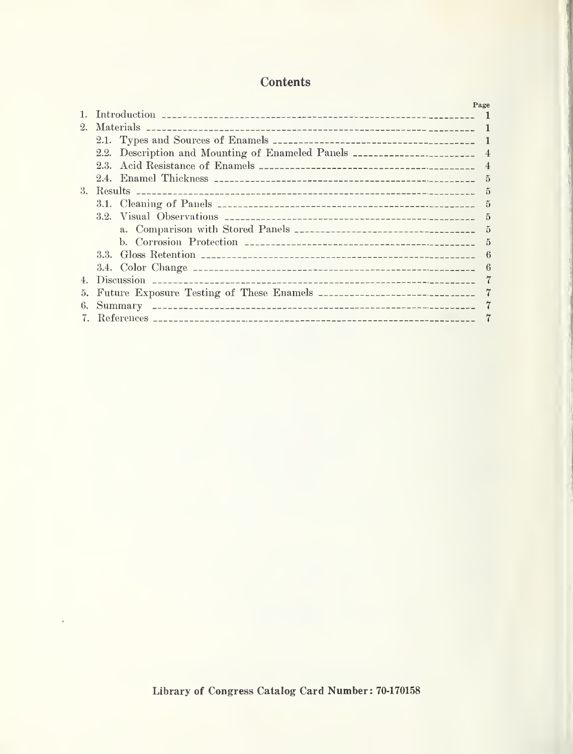# Contents

| | Page |
|---|---|
| 1. Introduction | 1 |
| 2. Materials | 1 |
| 2.1. Types and Sources of Enamels | 1 |
| 2.2. Description and Mounting of Enameled Panels | 4 |
| 2.3. Acid Resistance of Enamels | 4 |
| 2.4. Enamel Thickness | 5 |
| 3. Results | 5 |
| 3.1. Cleaning of Panels | 5 |
| 3.2. Visual Observations | 5 |
| a. Comparison with Stored Panels | 5 |
| b. Corrosion Protection | 5 |
| 3.3. Gloss Retention | 6 |
| 3.4. Color Change | 6 |
| 4. Discussion | 7 |
| 5. Future Exposure Testing of These Enamels | 7 |
| 6. Summary | 7 |
| 7. References | 7 |

**Library of Congress Catalog Card Number: 70-170158**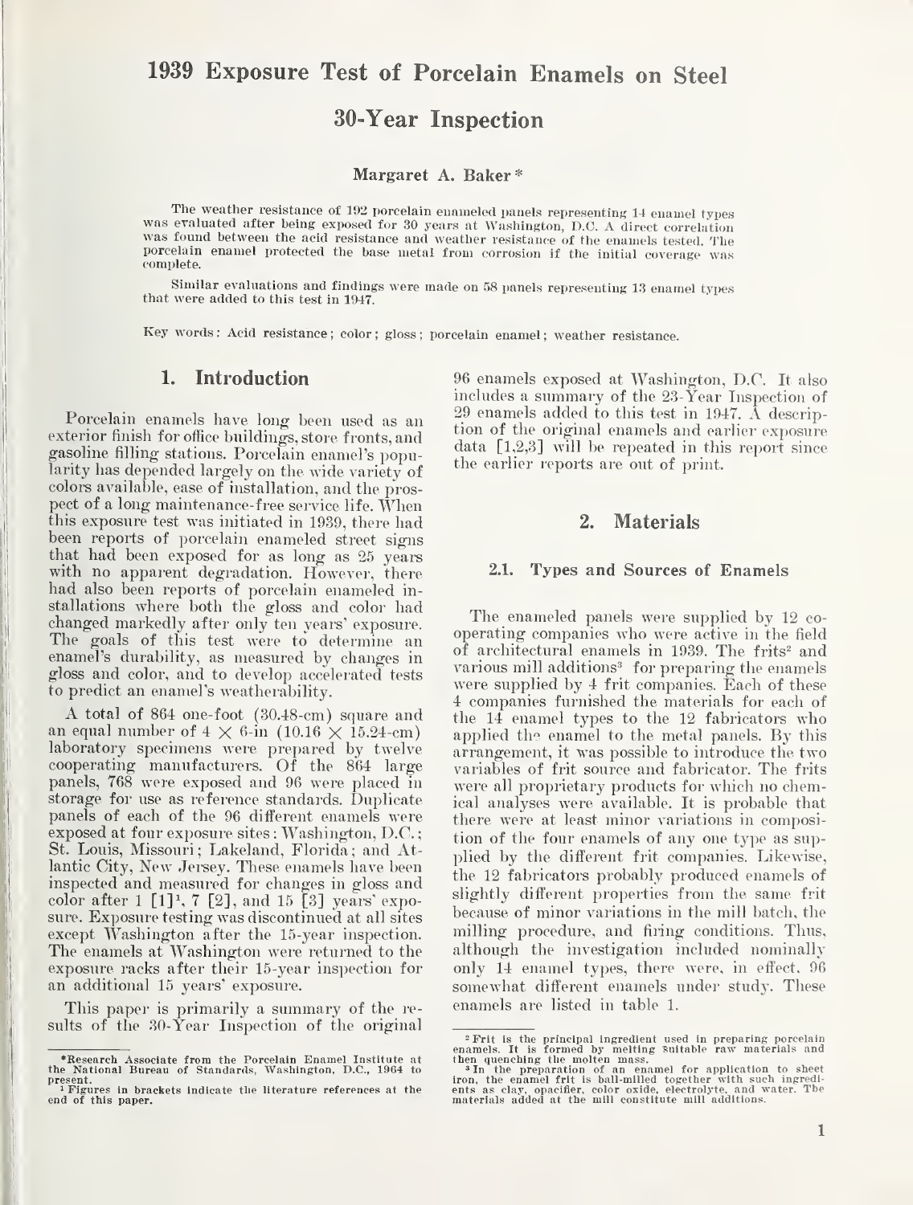# 1939 Exposure Test of Porcelain Enamels on Steel

## 30-Year Inspection

**Margaret A. Baker** *

The weather resistance of 192 porcelain enameled panels representing 14 enamel types was evaluated after being exposed for 30 years at Washington, D.C. A direct correlation was found between the acid resistance and weather resistance of the enamels tested. The porcelain enamel protected the base metal from corrosion if the initial coverage was complete.

Similar evaluations and findings were made on 58 panels representing 13 enamel types that were added to this test in 1947.

Key words: Acid resistance; color; gloss; porcelain enamel; weather resistance.

## 1. Introduction

Porcelain enamels have long been used as an exterior finish for office buildings, store fronts, and gasoline filling stations. Porcelain enamel's popularity has depended largely on the wide variety of colors available, ease of installation, and the prospect of a long maintenance-free service life. When this exposure test was initiated in 1939, there had been reports of porcelain enameled street signs that had been exposed for as long as 25 years with no apparent degradation. However, there had also been reports of porcelain enameled installations where both the gloss and color had changed markedly after only ten years' exposure. The goals of this test were to determine an enamel's durability, as measured by changes in gloss and color, and to develop accelerated tests to predict an enamel's weatherability.

A total of 864 one-foot (30.48-cm) square and an equal number of 4 × 6-in (10.16 × 15.24-cm) laboratory specimens were prepared by twelve cooperating manufacturers. Of the 864 large panels, 768 were exposed and 96 were placed in storage for use as reference standards. Duplicate panels of each of the 96 different enamels were exposed at four exposure sites: Washington, D.C.; St. Louis, Missouri; Lakeland, Florida; and Atlantic City, New Jersey. These enamels have been inspected and measured for changes in gloss and color after 1 [1][1], 7 [2], and 15 [3] years' exposure. Exposure testing was discontinued at all sites except Washington after the 15-year inspection. The enamels at Washington were returned to the exposure racks after their 15-year inspection for an additional 15 years' exposure.

This paper is primarily a summary of the results of the 30-Year Inspection of the original 96 enamels exposed at Washington, D.C. It also includes a summary of the 23-Year Inspection of 29 enamels added to this test in 1947. A description of the original enamels and earlier exposure data [1,2,3] will be repeated in this report since the earlier reports are out of print.

## 2. Materials

### 2.1. Types and Sources of Enamels

The enameled panels were supplied by 12 cooperating companies who were active in the field of architectural enamels in 1939. The frits[2] and various mill additions[3] for preparing the enamels were supplied by 4 frit companies. Each of these 4 companies furnished the materials for each of the 14 enamel types to the 12 fabricators who applied the enamel to the metal panels. By this arrangement, it was possible to introduce the two variables of frit source and fabricator. The frits were all proprietary products for which no chemical analyses were available. It is probable that there were at least minor variations in composition of the four enamels of any one type as supplied by the different frit companies. Likewise, the 12 fabricators probably produced enamels of slightly different properties from the same frit because of minor variations in the mill batch, the milling procedure, and firing conditions. Thus, although the investigation included nominally only 14 enamel types, there were, in effect, 96 somewhat different enamels under study. These enamels are listed in table 1.

---

*Research Associate from the Porcelain Enamel Institute at the National Bureau of Standards, Washington, D.C., 1964 to present.

[1] Figures in brackets indicate the literature references at the end of this paper.

[2] Frit is the principal ingredient used in preparing porcelain enamels. It is formed by melting suitable raw materials and then quenching the molten mass.

[3] In the preparation of an enamel for application to sheet iron, the enamel frit is ball-milled together with such ingredients as clay, opacifier, color oxide, electrolyte, and water. The materials added at the mill constitute mill additions.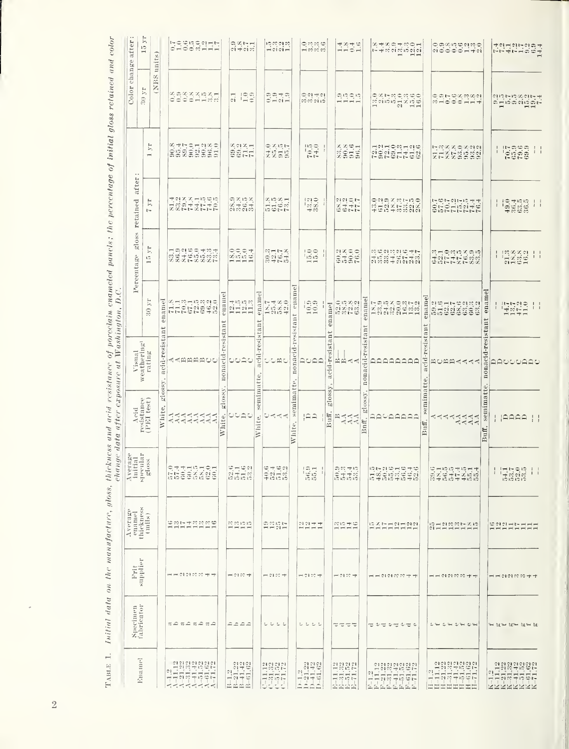TABLE 1. *Initial data on the manufacture, gloss, thickness and acid resistance of porcelain enameled panels; the percentage of initial gloss retained and color change data after exposure at Washington, D.C.*

| Enamel | Specimen fabricator | Frit supplier | Average enamel thickness (mils) | Average initial specular gloss | Acid resistance (PEI test) | Visual weathering rating | Percentage gloss retained after: 30 yr | 15 yr | 7 yr | 1 yr | Color change after: 30 yr | 15 yr |
|---|---|---|---|---|---|---|---|---|---|---|---|---|
| | | | | | | | | | | | (NBS units) | |
| **White, glossy, acid-resistant enamel** | | | | | | | | | | | | |
| A-1.2 | a | 1 | 16 | 57.0 | AA | A | 71.8 | 83.1 | 81.4 | 90.8 | 0.8 | 0.7 |
| A-11.12 | b | 1 | 18 | 57.4 | AA | A | 71.1 | 86.9 | 83.2 | 95.4 | 0.9 | 1.0 |
| A-21.22 | a | 2 | 17 | 60.4 | AA | B | 70.3 | 84.2 | 79.8 | 89.7 | 0.8 | 0.6 |
| A-31.32 | b | 2 | 14 | 60.1 | AA | B | 67.1 | 76.6 | 74.8 | 90.0 | 0.8 | 0.5 |
| A-41.42 | a | 3 | 13 | 58.5 | AA | B | 72.5 | 85.0 | 84.1 | 92.1 | 1.8 | 3.0 |
| A-51.52 | b | 3 | 13 | 58.1 | AA | B | 69.3 | 85.4 | 77.5 | 90.2 | 1.5 | 1.2 |
| A-61.62 | a | 4 | 13 | 62.0 | AA | C | 46.2 | 83.3 | 77.6 | 96.8 | 3.8 | 1.1 |
| A-71.72 | b | 4 | 16 | 60.1 | AA | C | 52.0 | 73.4 | 70.5 | 91.0 | 3.1 | 1.7 |
| **White, glossy, nonacid-resistant enamel** | | | | | | | | | | | | |
| B-1.2 | b | 1 | 13 | 52.6 | C | C | 12.4 | 18.0 | 28.9 | 69.8 | 2.1 | 2.9 |
| B-21.22 | b | 2 | 13 | 54.1 | C | C | 11.5 | 15.0 | 34.8 | 69.2 | -- | 4.8 |
| B-41.42 | b | 3 | 15 | 51.6 | D | D | 12.3 | 15.0 | 26.3 | 71.8 | 1.0 | 2.7 |
| B-61.62 | b | 4 | 15 | 53.2 | C | C | 11.3 | 16.4 | 34.8 | 71.1 | 0.9 | 3.1 |
| **White, semimatte, acid-resistant enamel** | | | | | | | | | | | | |
| C-11.12 | c | 1 | 19 | 40.6 | C | C | 18.7 | 30.3 | 51.8 | 84.0 | 0.9 | 1.5 |
| C-31.32 | c | 2 | 13 | 52.1 | A | C | 25.4 | 42.1 | 61.5 | 85.8 | 1.9 | 2.3 |
| C-51.52 | c | 3 | 25 | 51.6 | A | B | 58.8 | 76.7 | 76.8 | 91.5 | 2.4 | 2.2 |
| C-71.72 | c | 4 | 17 | 53.2 | A | C | 42.0 | 54.8 | 73.1 | 93.7 | 1.9 | 1.3 |
| **White, semimatte, nonacid-resistant enamel** | | | | | | | | | | | | |
| D-1.2 | c | 1 | 12 | -- | -- | D | -- | -- | -- | -- | 3.0 | 1.0 |
| D-21.22 | c | 2 | 12 | 56.9 | D | C | 10.9 | 15.0 | 43.2 | 70.5 | 3.2 | 3.3 |
| D-41.42 | c | 3 | 14 | 55.1 | D | D | 10.9 | 15.0 | 38.0 | 74.0 | 2.4 | 3.3 |
| D-61.62 | c | 4 | 14 | -- | -- | D | -- | -- | -- | -- | 3.2 | 3.6 |
| **Buff, glossy, acid-resistant enamel** | | | | | | | | | | | | |
| E-11.12 | d | 1 | 13 | 50.9 | B | B— | 52.0 | 60.2 | 68.2 | 83.8 | 1.9 | 1.4 |
| E-31.32 | d | 2 | 13 | 54.8 | AA | B— | 38.5 | 54.8 | 62.2 | 90.8 | 1.5 | 1.8 |
| E-51.52 | d | 3 | 14 | 54.4 | AA | A | 72.8 | 90.0 | 74.0 | 91.6 | 1.0 | 0.4 |
| E-71.72 | d | 4 | 16 | 53.3 | AA | A | 63.2 | 76.0 | 77.7 | 96.1 | 1.5 | 1.6 |
| **Buff, glossy, nonacid-resistant enamel** | | | | | | | | | | | | |
| F-1.2 | d | 1 | 15 | 51.5 | D | D | 18.7 | 24.3 | 43.0 | 72.1 | 13.0 | 7.8 |
| F-11.12 | e | 1 | 18 | 48.7 | D | D | 23.9 | 35.6 | 61.2 | 90.2 | 2.8 | 4.4 |
| F-21.22 | d | 2 | 17 | 50.2 | C | D | 24.5 | 33.2 | 52.9 | 72.1 | 5.7 | 3.8 |
| F-31.32 | e | 2 | 11 | 50.6 | D | D | 32.8 | 43.2 | 48.8 | 69.0 | 5.3 | 2.9 |
| F-41.42 | d | 3 | 11 | 53.1 | D | D | 20.0 | 26.2 | 71.3 | 71.3 | 21.0 | 13.4 |
| F-51.52 | e | 3 | 11 | 56.6 | D | D | 16.3 | 27.4 | 33.7 | 74.1 | 8.3 | 5.3 |
| F-61.62 | d | 4 | 12 | 46.4 | D | D | 13.7 | 22.6 | 22.5 | 61.2 | 13.6 | 13.0 |
| F-71.72 | e | 4 | 12 | 52.6 | D | D | 13.2 | 23.7 | 28.0 | 62.6 | 16.0 | 12.1 |
| **Buff, semimatte, acid-resistant enamel** | | | | | | | | | | | | |
| H-1.2 | f | 1 | 25 | 39.6 | A | B | 59.2 | 64.3 | 60.7 | 81.7 | 3.0 | 2.0 |
| H-11.12 | e | 1 | 11 | 48.1 | A | C | 51.6 | 52.1 | 57.6 | 71.3 | 1.9 | 0.9 |
| H-21.22 | f | 2 | 12 | 56.5 | A | B | 62.1 | 77.9 | 70.7 | 88.8 | 0.7 | 0.8 |
| H-31.32 | e | 2 | 13 | 54.5 | A | A | 62.7 | 71.2 | 71.2 | 87.5 | 0.6 | 0.5 |
| H-41.42 | f | 3 | 13 | 47.4 | AA | A | 68.6 | 87.3 | 75.1 | 93.0 | 0.8 | 0.6 |
| H-51.52 | e | 3 | 17 | 48.5 | AA | A | 63.2 | 76.8 | 72.5 | 95.8 | 0.8 | 0.2 |
| H-61.62 | f | 4 | 18 | 55.1 | AA | A | 60.3 | 83.9 | 74.4 | 93.2 | 1.8 | 1.3 |
| H-71.72 | e | 4 | 15 | 55.4 | AA | A | 63.2 | 83.5 | 76.4 | 92.2 | 4.2 | 2.0 |
| **Buff, semimatte, nonacid-resistant enamel** | | | | | | | | | | | | |
| K-1.2 | f | 1 | 16 | -- | -- | D | -- | -- | -- | -- | 9.2 | 7.4 |
| K-11.12 | e | 1 | 12 | -- | -- | D | -- | -- | -- | -- | 11.5 | 7.2 |
| K-21.22 | f | 2 | 12 | 54.1 | D | C | 14.7 | 21.3 | 49.0 | 70.7 | 5.7 | 4.1 |
| K-31.32 | e | 2 | 11 | 53.7 | D | C | 13.7 | 13.8 | 36.4 | 65.9 | 9.5 | 7.7 |
| K-41.42 | f | 3 | 17 | 52.0 | D | C | 47.2 | 63.8 | 63.5 | 79.6 | 2.8 | 1.7 |
| K-51.52 | e | 3 | 11 | 53.5 | D | D | 11.0 | 16.2 | 36.5 | 69.9 | 15.2 | 9.2 |
| K-61.62 | f | 4 | 11 | -- | -- | D | -- | -- | -- | -- | 19.7 | 6.9 |
| K-71.72 | e | 4 | 11 | -- | -- | C | -- | -- | -- | -- | 7.4 | 14.4 |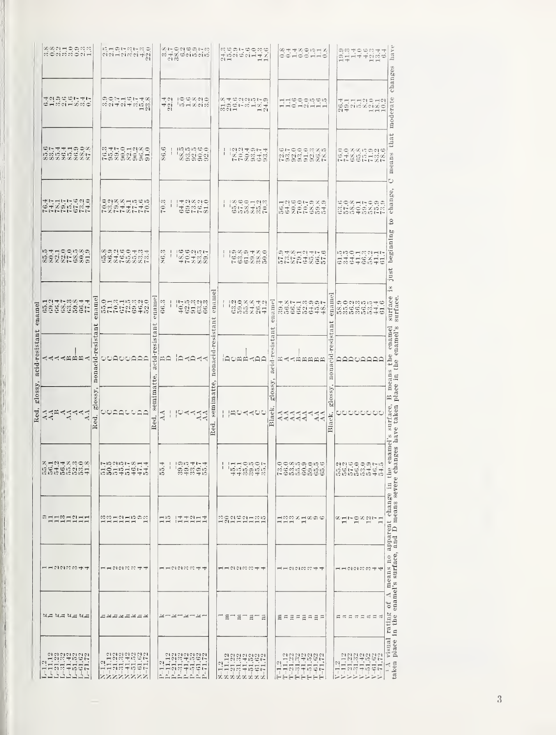| | | | | | | | | | | | | |
|---|---|---|---|---|---|---|---|---|---|---|---|---|
| **Red, glossy, acid-resistant enamel** | | | | | | | | | | | | |
| L-1.2 | k | 1 | 9 | 55.8 | AA | A | 65.1 | 85.5 | 76.4 | 85.6 | 6.4 | 3.8 |
| L-11.12 | h | 1 | 11 | 56.1 | AA | A | 69.2 | 80.4 | 74.7 | 83.7 | 1.2 | 0.8 |
| L-21.22 | k | 2 | 11 | 54.2 | B | A | 66.4 | 82.1 | 78.1 | 85.4 | 3.9 | 2.2 |
| L-31.32 | h | 2 | 13 | 56.4 | A | A | 68.7 | 82.0 | 79.7 | 86.4 | 2.6 | 3.1 |
| L-41.42 | k | 3 | 11 | 55.8 | AA | B | 63.8 | 77.0 | 75.7 | 85.1 | 1.6 | 3.0 |
| L-51.52 | h | 3 | 12 | 53.3 | A | B | 59.8 | 66.8 | 67.6 | 86.9 | 8.7 | 0.9 |
| L-61.62 | k | 4 | 11 | 53.0 | A | B— | 66.4 | 80.8 | 73.2 | 88.0 | 3.4 | 2.3 |
| L-71.72 | h | 4 | 11 | 41.8 | AA | A | 77.4 | 91.9 | 74.0 | 87.8 | 0.7 | 1.3 |
| **Red, glossy, nonacid-resistant enamel** | | | | | | | | | | | | |
| N-1.2 | h | 1 | 13 | 51.7 | C | C | 55.0 | 65.8 | 70.0 | 76.3 | 3.9 | 2.5 |
| N-11.12 | k | 1 | 13 | 50.5 | C | C | 71.1 | 86.9 | 83.2 | 95.4 | 2.0 | 2.1 |
| N-21.22 | h | 2 | 11 | 51.2 | D | D | 70.3 | 84.2 | 73.8 | 89.7 | 4.7 | 1.9 |
| N-31.32 | k | 2 | 12 | 45.5 | C | C | 67.1 | 76.6 | 74.8 | 90.0 | 2.1 | 4.7 |
| N-41.42 | h | 3 | 11 | 51.7 | C | C | 72.5 | 85.0 | 84.1 | 82.1 | 4.6 | 3.2 |
| N-51.52 | k | 3 | 15 | 46.8 | C | D | 69.3 | 85.4 | 77.5 | 90.2 | 3.7 | 2.7 |
| N-61.62 | h | 4 | 9 | 47.1 | D | D | 46.2 | 83.3 | 74.6 | 96.8 | 15.4 | 4.3 |
| N-71.72 | k | 4 | 13 | 54.4 | D | D | 52.0 | 73.4 | 70.5 | 91.0 | 23.8 | 22.0 |
| **Red, semimatte, acid-resistant enamel** | | | | | | | | | | | | |
| P-1.2 | k | 1 | 11 | 55.4 | AA | B | 66.3 | 86.3 | 70.3 | 86.6 | 4.4 | 3.8 |
| P-11.12 | l | 1 | 15 | -- | -- | D | -- | -- | -- | -- | 22.2 | 24.7 |
| P-21.22 | k | 2 | 14 | -- | -- | -- | -- | -- | -- | -- | -- | 38.0 |
| P-31.32 | l | 2 | 14 | 39.9 | C | D | 40.7 | 48.6 | 64.4 | 88.5 | 5.0 | 6.2 |
| P-41.42 | k | 3 | 14 | 49.5 | A | A | 62.5 | 70.6 | 69.2 | 93.5 | 1.6 | 2.6 |
| P-51.52 | l | 3 | 12 | 33.4 | A | D | 91.3 | 84.2 | 73.8 | 92.5 | 8.8 | 3.9 |
| P-61.62 | k | 4 | 11 | 49.7 | AA | A | 63.2 | 83.5 | 76.2 | 90.6 | 2.2 | 2.7 |
| P-71.72 | l | 4 | 14 | 55.4 | AA | A | 66.3 | 89.7 | 81.0 | 92.0 | 3.0 | 5.3 |
| **Red, semimatte, nonacid-resistant enamel** | | | | | | | | | | | | |
| S-1.2 | l | 1 | 13 | -- | -- | D | -- | -- | -- | -- | 31.8 | 24.3 |
| S-11.12 | m | 1 | 20 | -- | -- | C | -- | -- | -- | -- | 29.4 | 15.6 |
| S-21.22 | l | 2 | 12 | 45.1 | B | B | 63.2 | 76.9 | 65.8 | 78.2 | 16.6 | 2.9 |
| S-31.32 | m | 2 | 16 | 45.1 | C | B— | 59.0 | 63.8 | 57.6 | 70.2 | 7.2 | 6.7 |
| S-41.42 | l | 3 | 12 | 35.0 | A | A | 55.8 | 61.9 | 58.0 | 80.4 | 3.2 | 2.6 |
| S-51.52 | m | 3 | 11 | 39.5 | A | A | 84.8 | 89.4 | 84.1 | 93.9 | 1.8 | 4.0 |
| S-61.62 | l | 4 | 13 | 45.0 | C | D | 26.4 | 38.8 | 35.2 | 64.7 | 14.7 | 14.3 |
| S-71.72 | m | 4 | 15 | 35.7 | C | D | 41.2 | 50.0 | 70.3 | 93.4 | 24.9 | 18.6 |
| **Black, glossy, acid-resistant enamel** | | | | | | | | | | | | |
| T-1.2 | m | 1 | 11 | 73.0 | AA | B | 39.4 | 57.9 | 56.1 | 72.6 | 1.1 | 0.8 |
| T-11.12 | n | 1 | 13 | 66.0 | AA | A | 56.8 | 73.4 | 64.2 | 93.7 | 1.1 | 0.4 |
| T-21.22 | m | 2 | 13 | 53.8 | AA | A | 66.7 | 87.8 | 80.6 | 92.0 | 0.6 | 1.4 |
| T-31.32 | n | 2 | 8 | 55.5 | AA | B | 66.1 | 79.1 | 70.0 | 93.0 | 1.0 | 0.8 |
| T-41.42 | m | 3 | 11 | 60.9 | AA | B | 52.3 | 64.2 | 70.7 | 91.0 | 2.0 | 0.0 |
| T-51.52 | n | 3 | 8 | 59.0 | AA | B | 64.9 | 85.4 | 68.9 | 92.3 | 1.5 | 0.5 |
| T-61.62 | m | 4 | 9 | 65.5 | AA | B | 45.9 | 66.7 | 59.8 | 86.8 | 1.6 | 1.1 |
| T-71.72 | n | 4 | 6 | 65.6 | AA | B | 48.7 | 57.6 | 54.9 | 78.5 | 1.5 | 0.8 |
| **Black, glossy, nonacid-resistant enamel** | | | | | | | | | | | | |
| V-1.2 | n | 1 | 8 | 55.2 | C | D | 58.9 | 61.5 | 63.6 | 76.0 | 26.4 | 19.9 |
| V-11.12 | a | 1 | 11 | 56.2 | C | D | 35.0 | 34.5 | 57.0 | 74.0 | 49.1 | 41.3 |
| V-21.22 | n | 2 | 7 | 57.6 | C | D | 56.2 | 64.0 | 58.8 | 68.8 | 2.1 | 1.4 |
| V-31.32 | a | 2 | 10 | 56.0 | C | C | 36.3 | 41.1 | 40.1 | 65.8 | 5.1 | 4.0 |
| V-41.42 | n | 3 | 8 | 53.0 | C | D | 56.5 | 66.3 | 59.7 | 75.5 | 8.2 | 4.6 |
| V-51.52 | a | 3 | 12 | 54.9 | C | D | 53.5 | 58.2 | 75.0 | 71.9 | 12.0 | 12.3 |
| V-61.62 | n | 4 | 17 | 46.7 | C | D | 44.4 | 41.1 | 55.9 | 83.2 | 18.1 | 13.4 |
| V-71.72 | a | 4 | 11 | 54.5 | C | D | 61.6 | 61.7 | 73.9 | 78.6 | 10.2 | 6.4 |

[1] A visual rating of A means no apparent change in the enamel's surface, B means the enamel surface is just beginning to change, C means that moderate changes have taken place in the enamel's surface, and D means severe changes have taken place in the enamel's surface.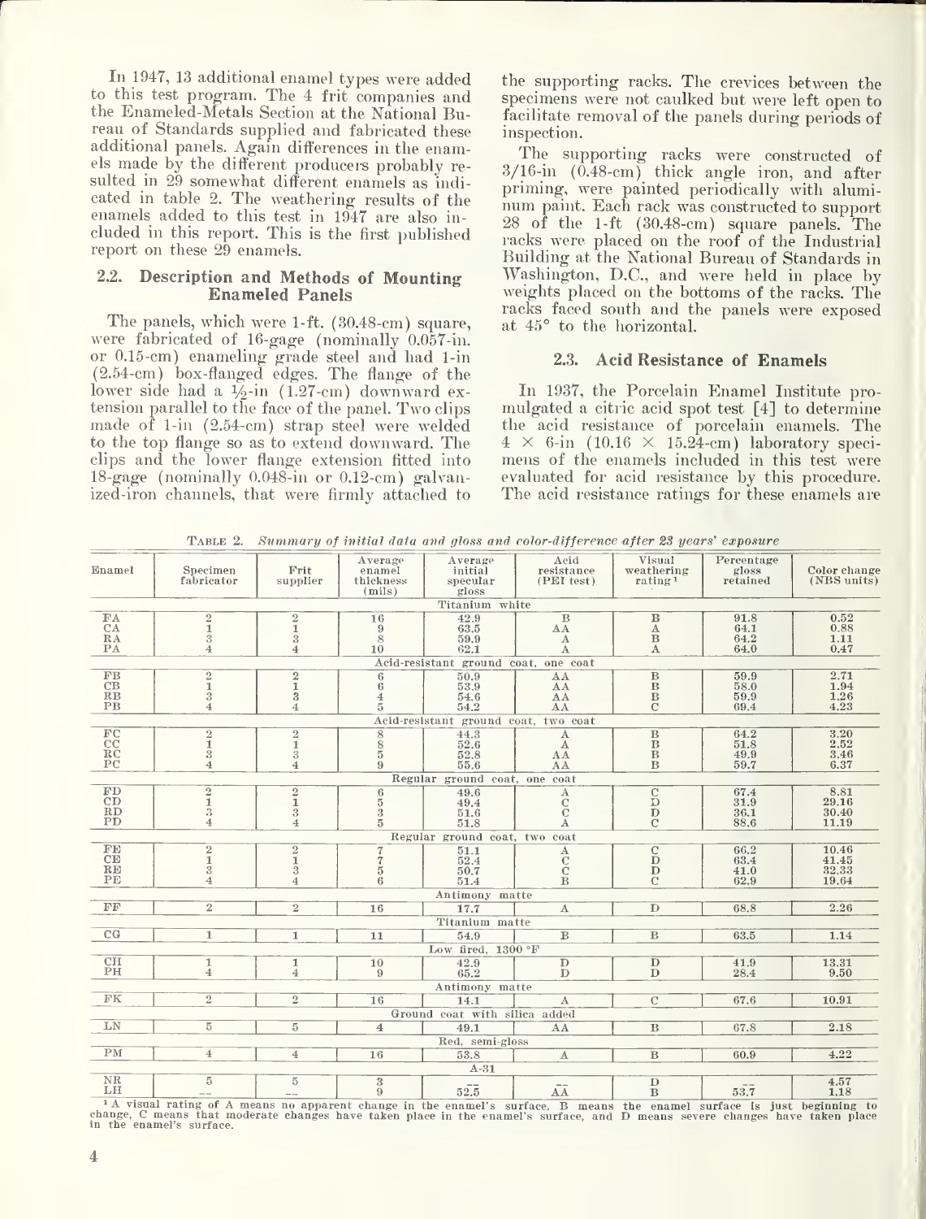In 1947, 13 additional enamel types were added to this test program. The 4 frit companies and the Enameled-Metals Section at the National Bureau of Standards supplied and fabricated these additional panels. Again differences in the enamels made by the different producers probably resulted in 29 somewhat different enamels as indicated in table 2. The weathering results of the enamels added to this test in 1947 are also included in this report. This is the first published report on these 29 enamels.

### 2.2. Description and Methods of Mounting Enameled Panels

The panels, which were 1-ft. (30.48-cm) square, were fabricated of 16-gage (nominally 0.057-in. or 0.15-cm) enameling grade steel and had 1-in (2.54-cm) box-flanged edges. The flange of the lower side had a ½-in (1.27-cm) downward extension parallel to the face of the panel. Two clips made of 1-in (2.54-cm) strap steel were welded to the top flange so as to extend downward. The clips and the lower flange extension fitted into 18-gage (nominally 0.048-in or 0.12-cm) galvanized-iron channels, that were firmly attached to the supporting racks. The crevices between the specimens were not caulked but were left open to facilitate removal of the panels during periods of inspection.

The supporting racks were constructed of 3/16-in (0.48-cm) thick angle iron, and after priming, were painted periodically with aluminum paint. Each rack was constructed to support 28 of the 1-ft (30.48-cm) square panels. The racks were placed on the roof of the Industrial Building at the National Bureau of Standards in Washington, D.C., and were held in place by weights placed on the bottoms of the racks. The racks faced south and the panels were exposed at 45° to the horizontal.

### 2.3. Acid Resistance of Enamels

In 1937, the Porcelain Enamel Institute promulgated a citric acid spot test [4] to determine the acid resistance of porcelain enamels. The 4 × 6-in (10.16 × 15.24-cm) laboratory specimens of the enamels included in this test were evaluated for acid resistance by this procedure. The acid resistance ratings for these enamels are

TABLE 2. *Summary of initial data and gloss and color-difference after 23 years' exposure*

| Enamel | Specimen fabricator | Frit supplier | Average enamel thickness (mils) | Average initial specular gloss | Acid resistance (PEI test) | Visual weathering rating [1] | Percentage gloss retained | Color change (NBS units) |
|---|---|---|---|---|---|---|---|---|
| | | | | Titanium white | | | | |
| FA | 2 | 2 | 16 | 42.9 | B | B | 91.8 | 0.52 |
| CA | 1 | 1 | 9 | 63.5 | AA | A | 64.1 | 0.88 |
| RA | 3 | 3 | 8 | 59.9 | A | B | 64.2 | 1.11 |
| PA | 4 | 4 | 10 | 62.1 | A | A | 64.0 | 0.47 |
| | | | | Acid-resistant ground coat, one coat | | | | |
| FB | 2 | 2 | 6 | 50.9 | AA | B | 59.9 | 2.71 |
| CB | 1 | 1 | 6 | 53.9 | AA | B | 58.0 | 1.94 |
| RB | 3 | 3 | 4 | 54.6 | AA | B | 59.9 | 1.26 |
| PB | 4 | 4 | 5 | 54.2 | AA | C | 69.4 | 4.23 |
| | | | | Acid-resistant ground coat, two coat | | | | |
| FC | 2 | 2 | 8 | 44.3 | A | B | 64.2 | 3.20 |
| CC | 1 | 1 | 8 | 52.6 | A | B | 51.8 | 2.52 |
| RC | 3 | 3 | 5 | 52.8 | AA | B | 49.9 | 3.46 |
| PC | 4 | 4 | 9 | 55.6 | AA | B | 59.7 | 6.37 |
| | | | | Regular ground coat, one coat | | | | |
| FD | 2 | 2 | 6 | 49.6 | A | C | 67.4 | 8.81 |
| CD | 1 | 1 | 5 | 49.4 | C | D | 31.9 | 29.16 |
| RD | 3 | 3 | 3 | 51.6 | C | D | 36.1 | 30.40 |
| PD | 4 | 4 | 5 | 51.8 | A | C | 88.6 | 11.19 |
| | | | | Regular ground coat, two coat | | | | |
| FE | 2 | 2 | 7 | 51.1 | A | C | 66.2 | 10.46 |
| CE | 1 | 1 | 7 | 52.4 | C | D | 63.4 | 41.45 |
| RE | 3 | 3 | 5 | 50.7 | C | D | 41.0 | 32.33 |
| PE | 4 | 4 | 6 | 51.4 | B | C | 62.9 | 19.64 |
| | | | | Antimony matte | | | | |
| FF | 2 | 2 | 16 | 17.7 | A | D | 68.8 | 2.26 |
| | | | | Titanium matte | | | | |
| CG | 1 | 1 | 11 | 54.9 | B | B | 63.5 | 1.14 |
| | | | | Low fired, 1300 °F | | | | |
| CH | 1 | 1 | 10 | 42.9 | D | D | 41.9 | 13.31 |
| PH | 4 | 4 | 9 | 65.2 | D | D | 28.4 | 9.50 |
| | | | | Antimony matte | | | | |
| FK | 2 | 2 | 16 | 14.1 | A | C | 67.6 | 10.91 |
| | | | | Ground coat with silica added | | | | |
| LN | 5 | 5 | 4 | 49.1 | AA | B | 67.8 | 2.18 |
| | | | | Red, semi-gloss | | | | |
| PM | 4 | 4 | 16 | 53.8 | A | B | 60.9 | 4.22 |
| | | | | A-31 | | | | |
| NR | 5 | 5 | 3 | -- | -- | D | -- | 4.57 |
| LH | -- | -- | 9 | 52.5 | AA | B | 53.7 | 1.18 |

[1] A visual rating of A means no apparent change in the enamel's surface, B means the enamel surface is just beginning to change, C means that moderate changes have taken place in the enamel's surface, and D means severe changes have taken place in the enamel's surface.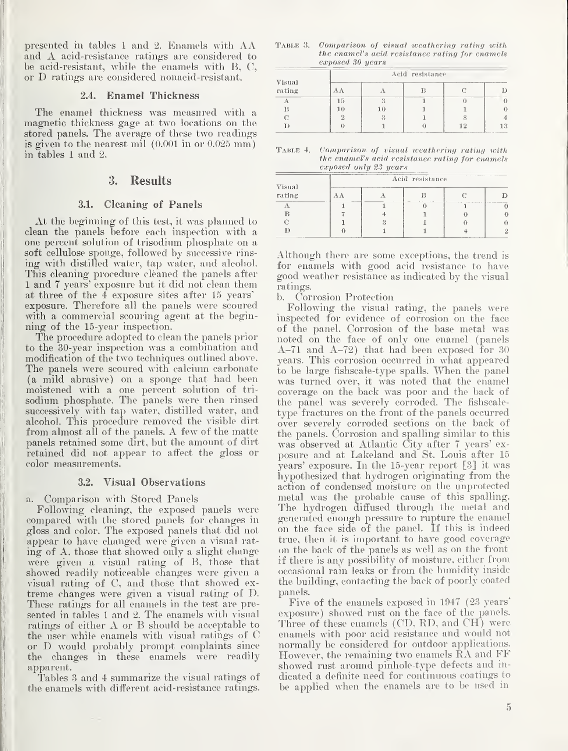presented in tables 1 and 2. Enamels with AA and A acid-resistance ratings are considered to be acid-resistant, while the enamels with B, C, or D ratings are considered nonacid-resistant.

### 2.4. Enamel Thickness

The enamel thickness was measured with a magnetic thickness gage at two locations on the stored panels. The average of these two readings is given to the nearest mil (0.001 in or 0.025 mm) in tables 1 and 2.

## 3. Results

### 3.1. Cleaning of Panels

At the beginning of this test, it was planned to clean the panels before each inspection with a one percent solution of trisodium phosphate on a soft cellulose sponge, followed by successive rinsing with distilled water, tap water, and alcohol. This cleaning procedure cleaned the panels after 1 and 7 years' exposure but it did not clean them at three of the 4 exposure sites after 15 years' exposure. Therefore all the panels were scoured with a commercial scouring agent at the beginning of the 15-year inspection.

The procedure adopted to clean the panels prior to the 30-year inspection was a combination and modification of the two techniques outlined above. The panels were scoured with calcium carbonate (a mild abrasive) on a sponge that had been moistened with a one percent solution of trisodium phosphate. The panels were then rinsed successively with tap water, distilled water, and alcohol. This procedure removed the visible dirt from almost all of the panels. A few of the matte panels retained some dirt, but the amount of dirt retained did not appear to affect the gloss or color measurements.

### 3.2. Visual Observations

a. Comparison with Stored Panels

Following cleaning, the exposed panels were compared with the stored panels for changes in gloss and color. The exposed panels that did not appear to have changed were given a visual rating of A, those that showed only a slight change were given a visual rating of B, those that showed readily noticeable changes were given a visual rating of C, and those that showed extreme changes were given a visual rating of D. These ratings for all enamels in the test are presented in tables 1 and 2. The enamels with visual ratings of either A or B should be acceptable to the user while enamels with visual ratings of C or D would probably prompt complaints since the changes in these enamels were readily apparent.

Tables 3 and 4 summarize the visual ratings of the enamels with different acid-resistance ratings.

TABLE 3. *Comparison of visual weathering rating with the enamel's acid resistance rating for enamels exposed 30 years*

| Visual rating | Acid resistance | | | | |
|---|---|---|---|---|---|
| | AA | A | B | C | D |
| A | 15 | 3 | 1 | 0 | 0 |
| B | 10 | 10 | 1 | 1 | 0 |
| C | 2 | 3 | 1 | 8 | 4 |
| D | 0 | 1 | 0 | 12 | 13 |

TABLE 4. *Comparison of visual weathering rating with the enamel's acid resistance rating for enamels exposed only 23 years*

| Visual rating | Acid resistance | | | | |
|---|---|---|---|---|---|
| | AA | A | B | C | D |
| A | 1 | 1 | 0 | 1 | 0 |
| B | 7 | 4 | 1 | 0 | 0 |
| C | 1 | 3 | 1 | 0 | 0 |
| D | 0 | 1 | 1 | 4 | 2 |

Although there are some exceptions, the trend is for enamels with good acid resistance to have good weather resistance as indicated by the visual ratings.

b. Corrosion Protection

Following the visual rating, the panels were inspected for evidence of corrosion on the face of the panel. Corrosion of the base metal was noted on the face of only one enamel (panels A–71 and A–72) that had been exposed for 30 years. This corrosion occurred in what appeared to be large fishscale-type spalls. When the panel was turned over, it was noted that the enamel coverage on the back was poor and the back of the panel was severely corroded. The fishscale-type fractures on the front of the panels occurred over severely corroded sections on the back of the panels. Corrosion and spalling similar to this was observed at Atlantic City after 7 years' exposure and at Lakeland and St. Louis after 15 years' exposure. In the 15-year report [3] it was hypothesized that hydrogen originating from the action of condensed moisture on the unprotected metal was the probable cause of this spalling. The hydrogen diffused through the metal and generated enough pressure to rupture the enamel on the face side of the panel. If this is indeed true, then it is important to have good coverage on the back of the panels as well as on the front if there is any possibility of moisture, either from occasional rain leaks or from the humidity inside the building, contacting the back of poorly coated panels.

Five of the enamels exposed in 1947 (23 years' exposure) showed rust on the face of the panels. Three of these enamels (CD, RD, and CH) were enamels with poor acid resistance and would not normally be considered for outdoor applications. However, the remaining two enamels RA and FF showed rust around pinhole-type defects and indicated a definite need for continuous coatings to be applied when the enamels are to be used in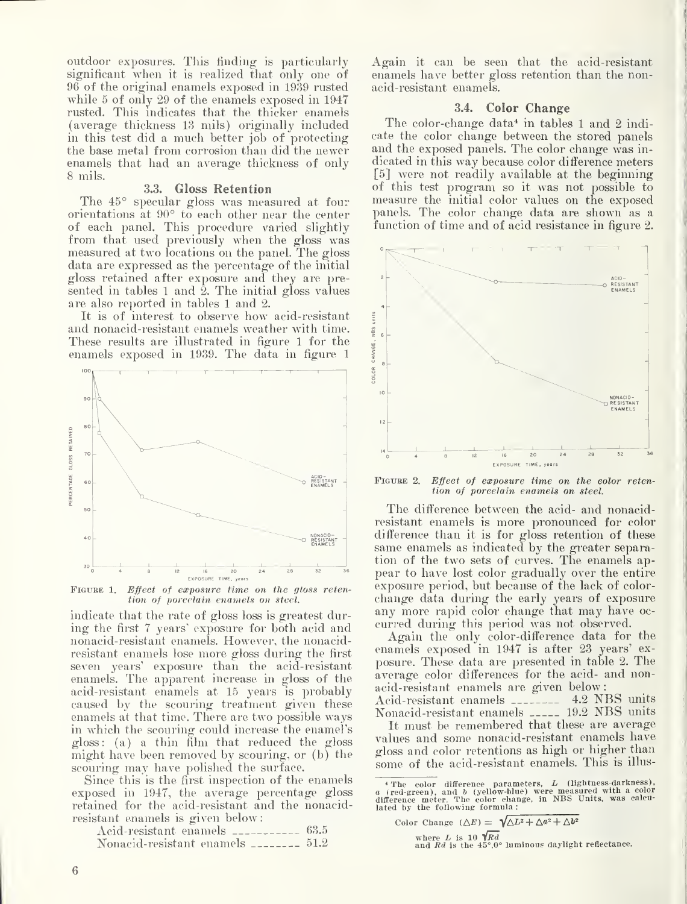outdoor exposures. This finding is particularly significant when it is realized that only one of 96 of the original enamels exposed in 1939 rusted while 5 of only 29 of the enamels exposed in 1947 rusted. This indicates that the thicker enamels (average thickness 13 mils) originally included in this test did a much better job of protecting the base metal from corrosion than did the newer enamels that had an average thickness of only 8 mils.

### 3.3. Gloss Retention

The 45° specular gloss was measured at four orientations at 90° to each other near the center of each panel. This procedure varied slightly from that used previously when the gloss was measured at two locations on the panel. The gloss data are expressed as the percentage of the initial gloss retained after exposure and they are presented in tables 1 and 2. The initial gloss values are also reported in tables 1 and 2.

It is of interest to observe how acid-resistant and nonacid-resistant enamels weather with time. These results are illustrated in figure 1 for the enamels exposed in 1939. The data in figure 1 indicate that the rate of gloss loss is greatest during the first 7 years' exposure for both acid and nonacid-resistant enamels. However, the nonacid-resistant enamels lose more gloss during the first seven years' exposure than the acid-resistant enamels. The apparent increase in gloss of the acid-resistant enamels at 15 years is probably caused by the scouring treatment given these enamels at that time. There are two possible ways in which the scouring could increase the enamel's gloss: (a) a thin film that reduced the gloss might have been removed by scouring, or (b) the scouring may have polished the surface.

FIGURE 1. *Effect of exposure time on the gloss retention of porcelain enamels on steel.*

Since this is the first inspection of the enamels exposed in 1947, the average percentage gloss retained for the acid-resistant and the nonacid-resistant enamels is given below:

Acid-resistant enamels ........... 63.5
Nonacid-resistant enamels ........ 51.2

Again it can be seen that the acid-resistant enamels have better gloss retention than the nonacid-resistant enamels.

### 3.4. Color Change

The color-change data[4] in tables 1 and 2 indicate the color change between the stored panels and the exposed panels. The color change was indicated in this way because color difference meters [5] were not readily available at the beginning of this test program so it was not possible to measure the initial color values on the exposed panels. The color change data are shown as a function of time and of acid resistance in figure 2.

FIGURE 2. *Effect of exposure time on the color retention of porcelain enamels on steel.*

The difference between the acid- and nonacid-resistant enamels is more pronounced for color difference than it is for gloss retention of these same enamels as indicated by the greater separation of the two sets of curves. The enamels appear to have lost color gradually over the entire exposure period, but because of the lack of color-change data during the early years of exposure any more rapid color change that may have occurred during this period was not observed.

Again the only color-difference data for the enamels exposed in 1947 is after 23 years' exposure. These data are presented in table 2. The average color differences for the acid- and nonacid-resistant enamels are given below:

Acid-resistant enamels ........ 4.2 NBS units
Nonacid-resistant enamels ...... 19.2 NBS units

It must be remembered that these are average values and some nonacid-resistant enamels have gloss and color retentions as high or higher than some of the acid-resistant enamels. This is illus-

[4] The color difference parameters, $L$ (lightness-darkness), $a$ (red-green), and $b$ (yellow-blue) were measured with a color difference meter. The color change, in NBS Units, was calculated by the following formula:

$$\text{Color Change } (\Delta E) = \sqrt{\Delta L^2 + \Delta a^2 + \Delta b^2}$$

where $L$ is $10 \sqrt{Rd}$
and $Rd$ is the 45°,0° luminous daylight reflectance.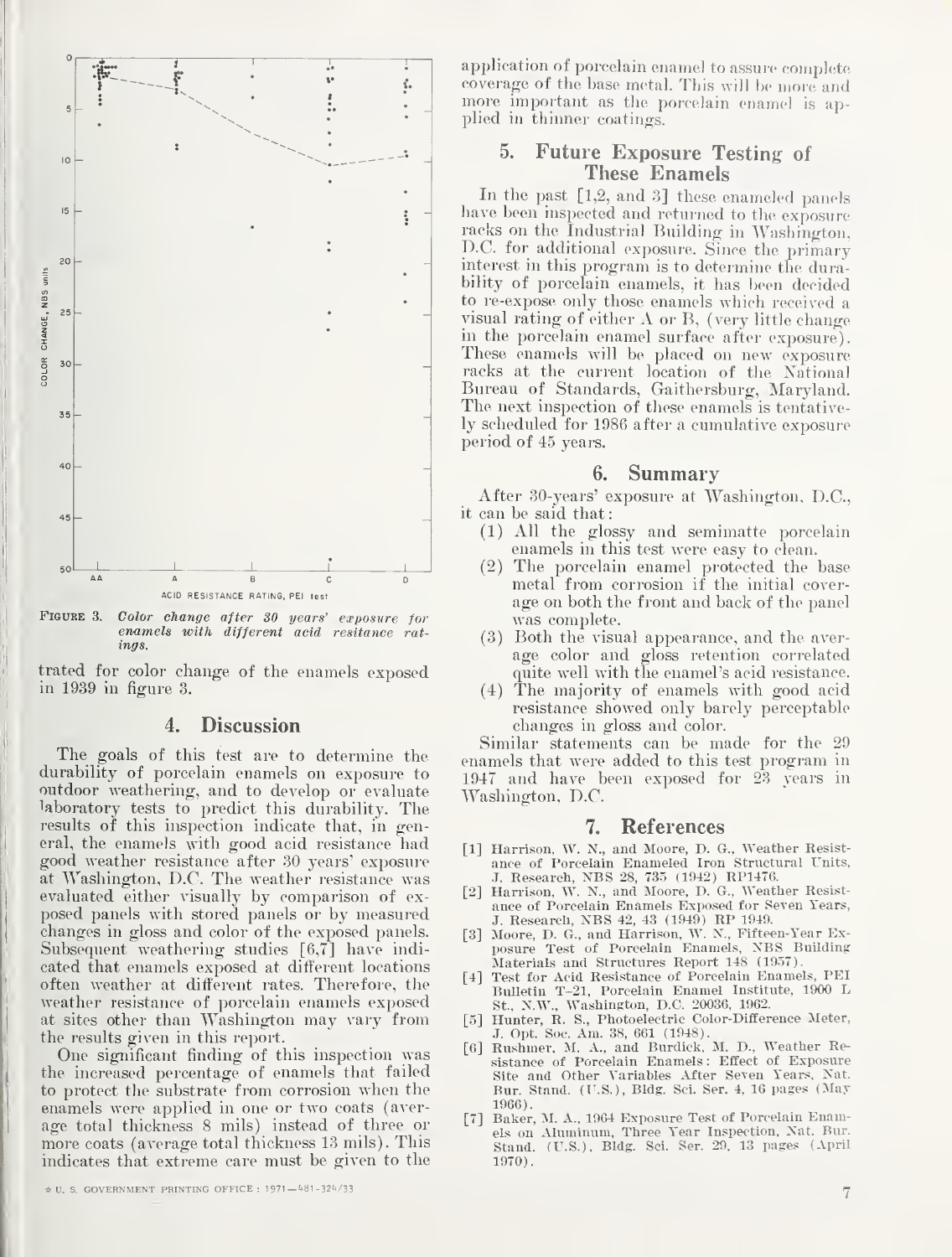FIGURE 3. *Color change after 30 years' exposure for enamels with different acid resitance ratings.*

trated for color change of the enamels exposed in 1939 in figure 3.

## 4. Discussion

The goals of this test are to determine the durability of porcelain enamels on exposure to outdoor weathering, and to develop or evaluate laboratory tests to predict this durability. The results of this inspection indicate that, in general, the enamels with good acid resistance had good weather resistance after 30 years' exposure at Washington, D.C. The weather resistance was evaluated either visually by comparison of exposed panels with stored panels or by measured changes in gloss and color of the exposed panels. Subsequent weathering studies [6,7] have indicated that enamels exposed at different locations often weather at different rates. Therefore, the weather resistance of porcelain enamels exposed at sites other than Washington may vary from the results given in this report.

One significant finding of this inspection was the increased percentage of enamels that failed to protect the substrate from corrosion when the enamels were applied in one or two coats (average total thickness 8 mils) instead of three or more coats (average total thickness 13 mils). This indicates that extreme care must be given to the application of porcelain enamel to assure complete coverage of the base metal. This will be more and more important as the porcelain enamel is applied in thinner coatings.

## 5. Future Exposure Testing of These Enamels

In the past [1,2, and 3] these enameled panels have been inspected and returned to the exposure racks on the Industrial Building in Washington, D.C. for additional exposure. Since the primary interest in this program is to determine the durability of porcelain enamels, it has been decided to re-expose only those enamels which received a visual rating of either A or B, (very little change in the porcelain enamel surface after exposure). These enamels will be placed on new exposure racks at the current location of the National Bureau of Standards, Gaithersburg, Maryland. The next inspection of these enamels is tentatively scheduled for 1986 after a cumulative exposure period of 45 years.

## 6. Summary

After 30-years' exposure at Washington, D.C., it can be said that:

(1) All the glossy and semimatte porcelain enamels in this test were easy to clean.

(2) The porcelain enamel protected the base metal from corrosion if the initial coverage on both the front and back of the panel was complete.

(3) Both the visual appearance, and the average color and gloss retention correlated quite well with the enamel's acid resistance.

(4) The majority of enamels with good acid resistance showed only barely perceptable changes in gloss and color.

Similar statements can be made for the 29 enamels that were added to this test program in 1947 and have been exposed for 23 years in Washington, D.C.

## 7. References

[1] Harrison, W. N., and Moore, D. G., Weather Resistance of Porcelain Enameled Iron Structural Units, J. Research, NBS 28, 735 (1942) RP1476.

[2] Harrison, W. N., and Moore, D. G., Weather Resistance of Porcelain Enamels Exposed for Seven Years, J. Research, NBS 42, 43 (1949) RP 1949.

[3] Moore, D. G., and Harrison, W. N., Fifteen-Year Exposure Test of Porcelain Enamels, NBS Building Materials and Structures Report 148 (1957).

[4] Test for Acid Resistance of Porcelain Enamels, PEI Bulletin T-21, Porcelain Enamel Institute, 1900 L St., N.W., Washington, D.C. 20036, 1962.

[5] Hunter, R. S., Photoelectric Color-Difference Meter, J. Opt. Soc. Am. 38, 661 (1948).

[6] Rushmer, M. A., and Burdick, M. D., Weather Resistance of Porcelain Enamels: Effect of Exposure Site and Other Variables After Seven Years, Nat. Bur. Stand. (U.S.), Bldg. Sci. Ser. 4, 16 pages (May 1966).

[7] Baker, M. A., 1964 Exposure Test of Porcelain Enamels on Aluminum, Three Year Inspection, Nat. Bur. Stand. (U.S.), Bldg. Sci. Ser. 29, 13 pages (April 1970).

☆ U. S. GOVERNMENT PRINTING OFFICE : 1971—481-324/33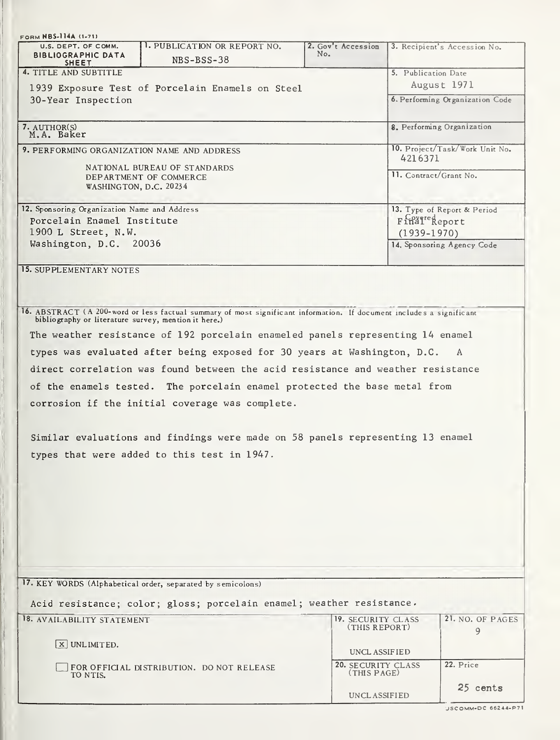FORM NBS-114A (1-71)

| U.S. DEPT. OF COMM. BIBLIOGRAPHIC DATA SHEET | 1. PUBLICATION OR REPORT NO. NBS-BSS-38 | 2. Gov't Accession No. | 3. Recipient's Accession No. |
|---|---|---|---|
| 4. TITLE AND SUBTITLE<br>1939 Exposure Test of Porcelain Enamels on Steel 30-Year Inspection | | | 5. Publication Date<br>August 1971 |
| | | | 6. Performing Organization Code |
| 7. AUTHOR(S)<br>M.A. Baker | | | 8. Performing Organization |
| 9. PERFORMING ORGANIZATION NAME AND ADDRESS<br>NATIONAL BUREAU OF STANDARDS<br>DEPARTMENT OF COMMERCE<br>WASHINGTON, D.C. 20234 | | | 10. Project/Task/Work Unit No.<br>4216371 |
| | | | 11. Contract/Grant No. |
| 12. Sponsoring Organization Name and Address<br>Porcelain Enamel Institute<br>1900 L Street, N.W.<br>Washington, D.C. 20036 | | | 13. Type of Report & Period Covered<br>Final Report<br>(1939-1970) |
| | | | 14. Sponsoring Agency Code |

15. SUPPLEMENTARY NOTES

16. ABSTRACT (A 200-word or less factual summary of most significant information. If document includes a significant bibliography or literature survey, mention it here.)

The weather resistance of 192 porcelain enameled panels representing 14 enamel types was evaluated after being exposed for 30 years at Washington, D.C. A direct correlation was found between the acid resistance and weather resistance of the enamels tested. The porcelain enamel protected the base metal from corrosion if the initial coverage was complete.

Similar evaluations and findings were made on 58 panels representing 13 enamel types that were added to this test in 1947.

17. KEY WORDS (Alphabetical order, separated by semicolons)

Acid resistance; color; gloss; porcelain enamel; weather resistance.

| 18. AVAILABILITY STATEMENT | 19. SECURITY CLASS (THIS REPORT) | 21. NO. OF PAGES |
|---|---|---|
| [X] UNLIMITED. | UNCLASSIFIED | 9 |
| [ ] FOR OFFICIAL DISTRIBUTION. DO NOT RELEASE TO NTIS. | 20. SECURITY CLASS (THIS PAGE)<br>UNCLASSIFIED | 22. Price<br>25 cents |

USCOMM-DC 66244-P71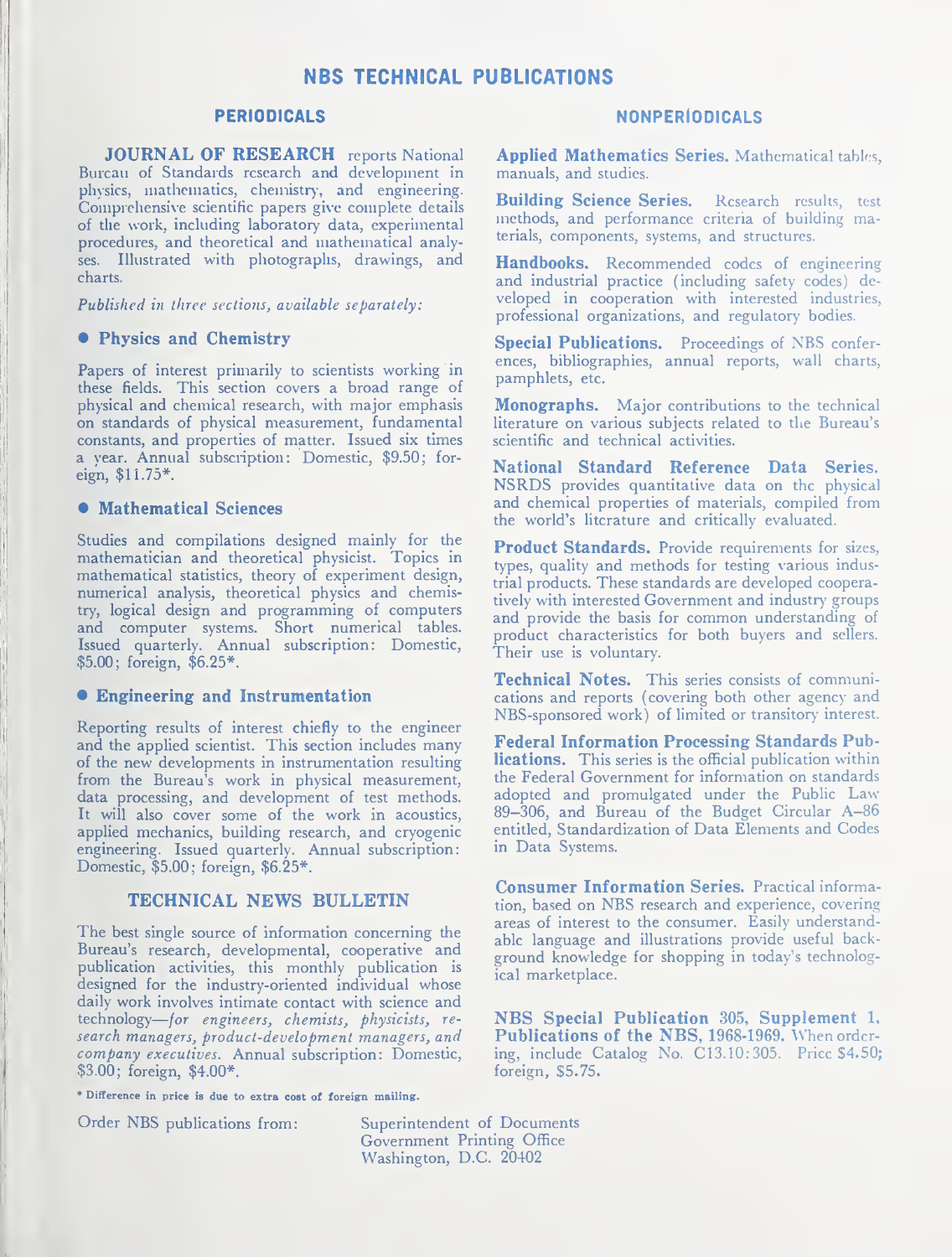# NBS TECHNICAL PUBLICATIONS

## PERIODICALS

**JOURNAL OF RESEARCH** reports National Bureau of Standards research and development in physics, mathematics, chemistry, and engineering. Comprehensive scientific papers give complete details of the work, including laboratory data, experimental procedures, and theoretical and mathematical analyses. Illustrated with photographs, drawings, and charts.

*Published in three sections, available separately:*

### • Physics and Chemistry

Papers of interest primarily to scientists working in these fields. This section covers a broad range of physical and chemical research, with major emphasis on standards of physical measurement, fundamental constants, and properties of matter. Issued six times a year. Annual subscription: Domestic, $9.50; foreign, $11.75*.

### • Mathematical Sciences

Studies and compilations designed mainly for the mathematician and theoretical physicist. Topics in mathematical statistics, theory of experiment design, numerical analysis, theoretical physics and chemistry, logical design and programming of computers and computer systems. Short numerical tables. Issued quarterly. Annual subscription: Domestic, $5.00; foreign, $6.25*.

### • Engineering and Instrumentation

Reporting results of interest chiefly to the engineer and the applied scientist. This section includes many of the new developments in instrumentation resulting from the Bureau's work in physical measurement, data processing, and development of test methods. It will also cover some of the work in acoustics, applied mechanics, building research, and cryogenic engineering. Issued quarterly. Annual subscription: Domestic, $5.00; foreign, $6.25*.

### TECHNICAL NEWS BULLETIN

The best single source of information concerning the Bureau's research, developmental, cooperative and publication activities, this monthly publication is designed for the industry-oriented individual whose daily work involves intimate contact with science and technology—*for engineers, chemists, physicists, research managers, product-development managers, and company executives.* Annual subscription: Domestic, $3.00; foreign, $4.00*.

\* Difference in price is due to extra cost of foreign mailing.

## NONPERIODICALS

**Applied Mathematics Series.** Mathematical tables, manuals, and studies.

**Building Science Series.** Research results, test methods, and performance criteria of building materials, components, systems, and structures.

**Handbooks.** Recommended codes of engineering and industrial practice (including safety codes) developed in cooperation with interested industries, professional organizations, and regulatory bodies.

**Special Publications.** Proceedings of NBS conferences, bibliographies, annual reports, wall charts, pamphlets, etc.

**Monographs.** Major contributions to the technical literature on various subjects related to the Bureau's scientific and technical activities.

**National Standard Reference Data Series.** NSRDS provides quantitative data on the physical and chemical properties of materials, compiled from the world's literature and critically evaluated.

**Product Standards.** Provide requirements for sizes, types, quality and methods for testing various industrial products. These standards are developed cooperatively with interested Government and industry groups and provide the basis for common understanding of product characteristics for both buyers and sellers. Their use is voluntary.

**Technical Notes.** This series consists of communications and reports (covering both other agency and NBS-sponsored work) of limited or transitory interest.

**Federal Information Processing Standards Publications.** This series is the official publication within the Federal Government for information on standards adopted and promulgated under the Public Law 89–306, and Bureau of the Budget Circular A–86 entitled, Standardization of Data Elements and Codes in Data Systems.

**Consumer Information Series.** Practical information, based on NBS research and experience, covering areas of interest to the consumer. Easily understandable language and illustrations provide useful background knowledge for shopping in today's technological marketplace.

**NBS Special Publication 305, Supplement 1, Publications of the NBS, 1968-1969.** When ordering, include Catalog No. C13.10:305. Price $4.50; foreign, $5.75.

Order NBS publications from: Superintendent of Documents
Government Printing Office
Washington, D.C. 20402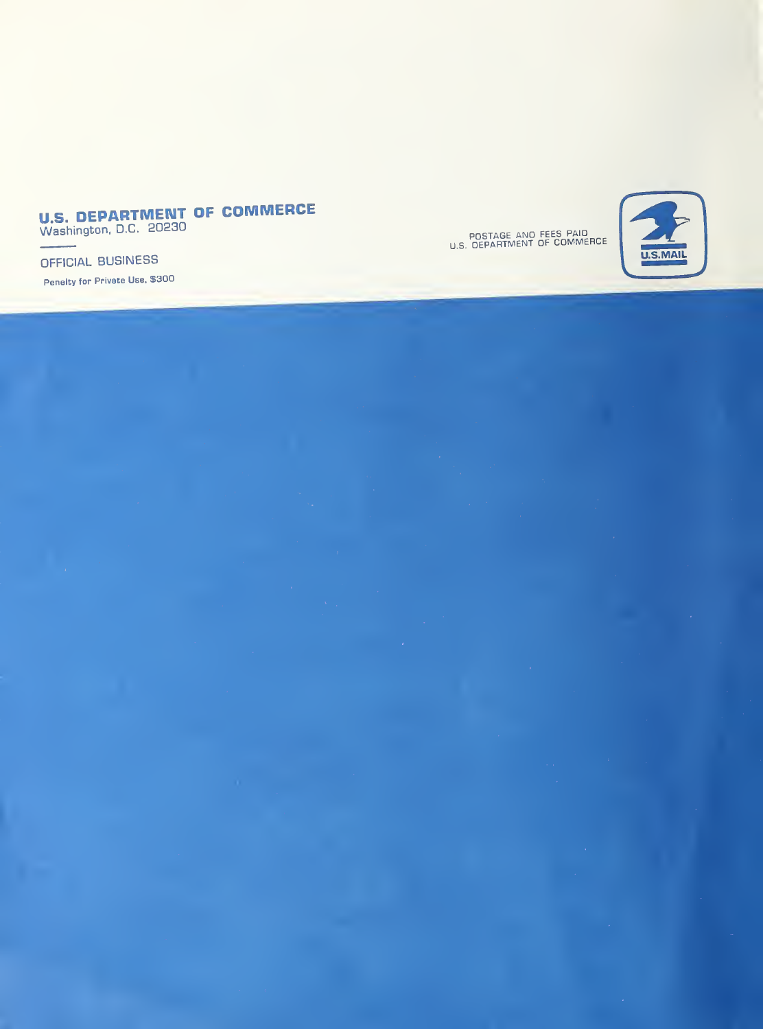**U.S. DEPARTMENT OF COMMERCE**
Washington, D.C. 20230

OFFICIAL BUSINESS

Penalty for Private Use, $300

POSTAGE AND FEES PAID
U.S. DEPARTMENT OF COMMERCE

U.S.MAIL